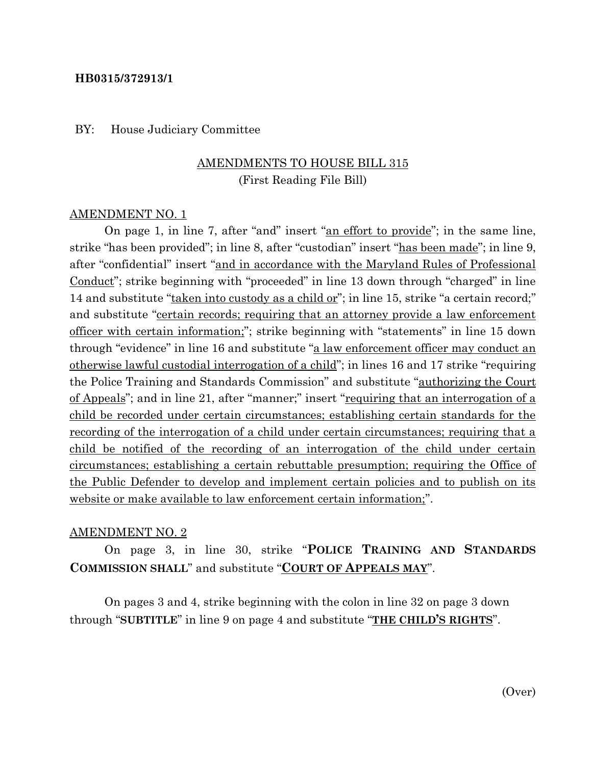**HB0315/372913/1**

BY: House Judiciary Committee

AMENDMENTS TO HOUSE BILL 315
(First Reading File Bill)

AMENDMENT NO. 1

On page 1, in line 7, after "and" insert "an effort to provide"; in the same line, strike "has been provided"; in line 8, after "custodian" insert "has been made"; in line 9, after "confidential" insert "and in accordance with the Maryland Rules of Professional Conduct"; strike beginning with "proceeded" in line 13 down through "charged" in line 14 and substitute "taken into custody as a child or"; in line 15, strike "a certain record;" and substitute "certain records; requiring that an attorney provide a law enforcement officer with certain information;"; strike beginning with "statements" in line 15 down through "evidence" in line 16 and substitute "a law enforcement officer may conduct an otherwise lawful custodial interrogation of a child"; in lines 16 and 17 strike "requiring the Police Training and Standards Commission" and substitute "authorizing the Court of Appeals"; and in line 21, after "manner;" insert "requiring that an interrogation of a child be recorded under certain circumstances; establishing certain standards for the recording of the interrogation of a child under certain circumstances; requiring that a child be notified of the recording of an interrogation of the child under certain circumstances; establishing a certain rebuttable presumption; requiring the Office of the Public Defender to develop and implement certain policies and to publish on its website or make available to law enforcement certain information;".

AMENDMENT NO. 2

On page 3, in line 30, strike "**POLICE TRAINING AND STANDARDS COMMISSION SHALL**" and substitute "**COURT OF APPEALS MAY**".

On pages 3 and 4, strike beginning with the colon in line 32 on page 3 down through "**SUBTITLE**" in line 9 on page 4 and substitute "**THE CHILD'S RIGHTS**".

(Over)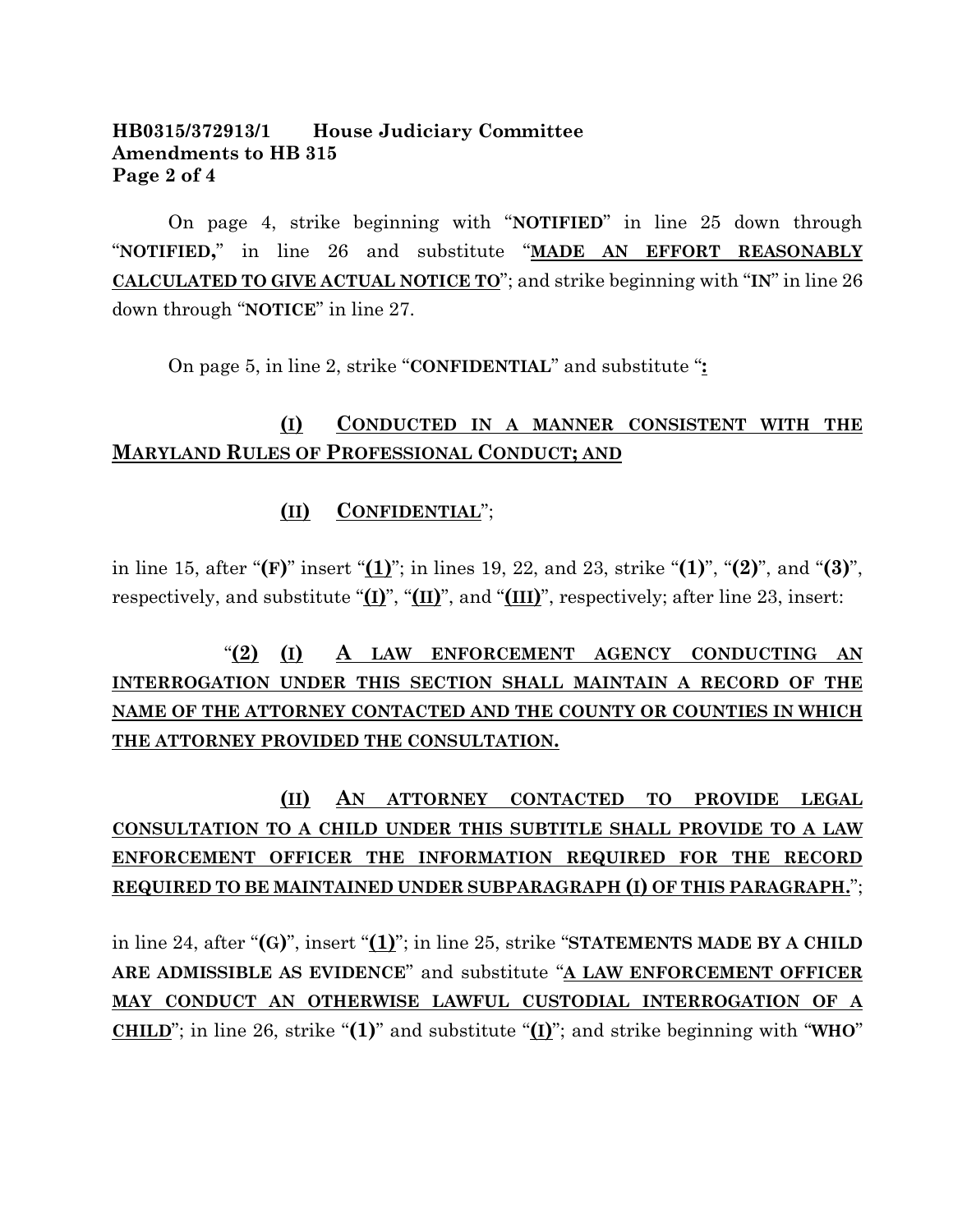**HB0315/372913/1 House Judiciary Committee**
**Amendments to HB 315**

On page 4, strike beginning with "**NOTIFIED**" in line 25 down through "**NOTIFIED,**" in line 26 and substitute "**MADE AN EFFORT REASONABLY CALCULATED TO GIVE ACTUAL NOTICE TO**"; and strike beginning with "**IN**" in line 26 down through "**NOTICE**" in line 27.

On page 5, in line 2, strike "**CONFIDENTIAL**" and substitute "**:**

**(I) CONDUCTED IN A MANNER CONSISTENT WITH THE MARYLAND RULES OF PROFESSIONAL CONDUCT; AND**

**(II) CONFIDENTIAL**";

in line 15, after "**(F)**" insert "**(1)**"; in lines 19, 22, and 23, strike "**(1)**", "**(2)**", and "**(3)**", respectively, and substitute "**(I)**", "**(II)**", and "**(III)**", respectively; after line 23, insert:

"**(2) (I) A LAW ENFORCEMENT AGENCY CONDUCTING AN INTERROGATION UNDER THIS SECTION SHALL MAINTAIN A RECORD OF THE NAME OF THE ATTORNEY CONTACTED AND THE COUNTY OR COUNTIES IN WHICH THE ATTORNEY PROVIDED THE CONSULTATION.**

**(II) AN ATTORNEY CONTACTED TO PROVIDE LEGAL CONSULTATION TO A CHILD UNDER THIS SUBTITLE SHALL PROVIDE TO A LAW ENFORCEMENT OFFICER THE INFORMATION REQUIRED FOR THE RECORD REQUIRED TO BE MAINTAINED UNDER SUBPARAGRAPH (I) OF THIS PARAGRAPH.**";

in line 24, after "**(G)**", insert "**(1)**"; in line 25, strike "**STATEMENTS MADE BY A CHILD ARE ADMISSIBLE AS EVIDENCE**" and substitute "**A LAW ENFORCEMENT OFFICER MAY CONDUCT AN OTHERWISE LAWFUL CUSTODIAL INTERROGATION OF A CHILD**"; in line 26, strike "**(1)**" and substitute "**(I)**"; and strike beginning with "**WHO**"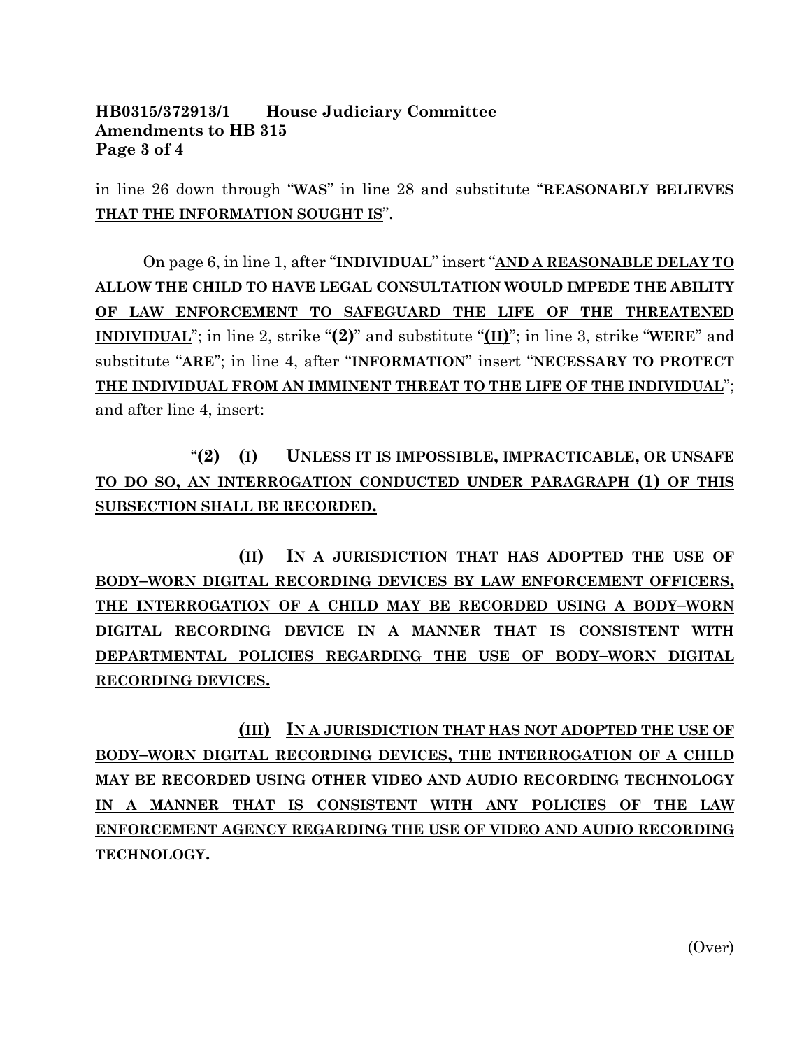in line 26 down through "**WAS**" in line 28 and substitute "**<u>REASONABLY BELIEVES THAT THE INFORMATION SOUGHT IS</u>**".

On page 6, in line 1, after "**INDIVIDUAL**" insert "**<u>AND A REASONABLE DELAY TO ALLOW THE CHILD TO HAVE LEGAL CONSULTATION WOULD IMPEDE THE ABILITY OF LAW ENFORCEMENT TO SAFEGUARD THE LIFE OF THE THREATENED INDIVIDUAL</u>**"; in line 2, strike "**(2)**" and substitute "**<u>(II)</u>**"; in line 3, strike "**WERE**" and substitute "**<u>ARE</u>**"; in line 4, after "**INFORMATION**" insert "**<u>NECESSARY TO PROTECT THE INDIVIDUAL FROM AN IMMINENT THREAT TO THE LIFE OF THE INDIVIDUAL</u>**"; and after line 4, insert:

"**<u>(2)</u>** **<u>(I)</u>** **<u>UNLESS IT IS IMPOSSIBLE, IMPRACTICABLE, OR UNSAFE TO DO SO, AN INTERROGATION CONDUCTED UNDER PARAGRAPH (1) OF THIS SUBSECTION SHALL BE RECORDED.</u>**

**<u>(II)</u>** **<u>IN A JURISDICTION THAT HAS ADOPTED THE USE OF BODY–WORN DIGITAL RECORDING DEVICES BY LAW ENFORCEMENT OFFICERS, THE INTERROGATION OF A CHILD MAY BE RECORDED USING A BODY–WORN DIGITAL RECORDING DEVICE IN A MANNER THAT IS CONSISTENT WITH DEPARTMENTAL POLICIES REGARDING THE USE OF BODY–WORN DIGITAL RECORDING DEVICES.</u>**

**<u>(III)</u>** **<u>IN A JURISDICTION THAT HAS NOT ADOPTED THE USE OF BODY–WORN DIGITAL RECORDING DEVICES, THE INTERROGATION OF A CHILD MAY BE RECORDED USING OTHER VIDEO AND AUDIO RECORDING TECHNOLOGY IN A MANNER THAT IS CONSISTENT WITH ANY POLICIES OF THE LAW ENFORCEMENT AGENCY REGARDING THE USE OF VIDEO AND AUDIO RECORDING TECHNOLOGY.</u>**

(Over)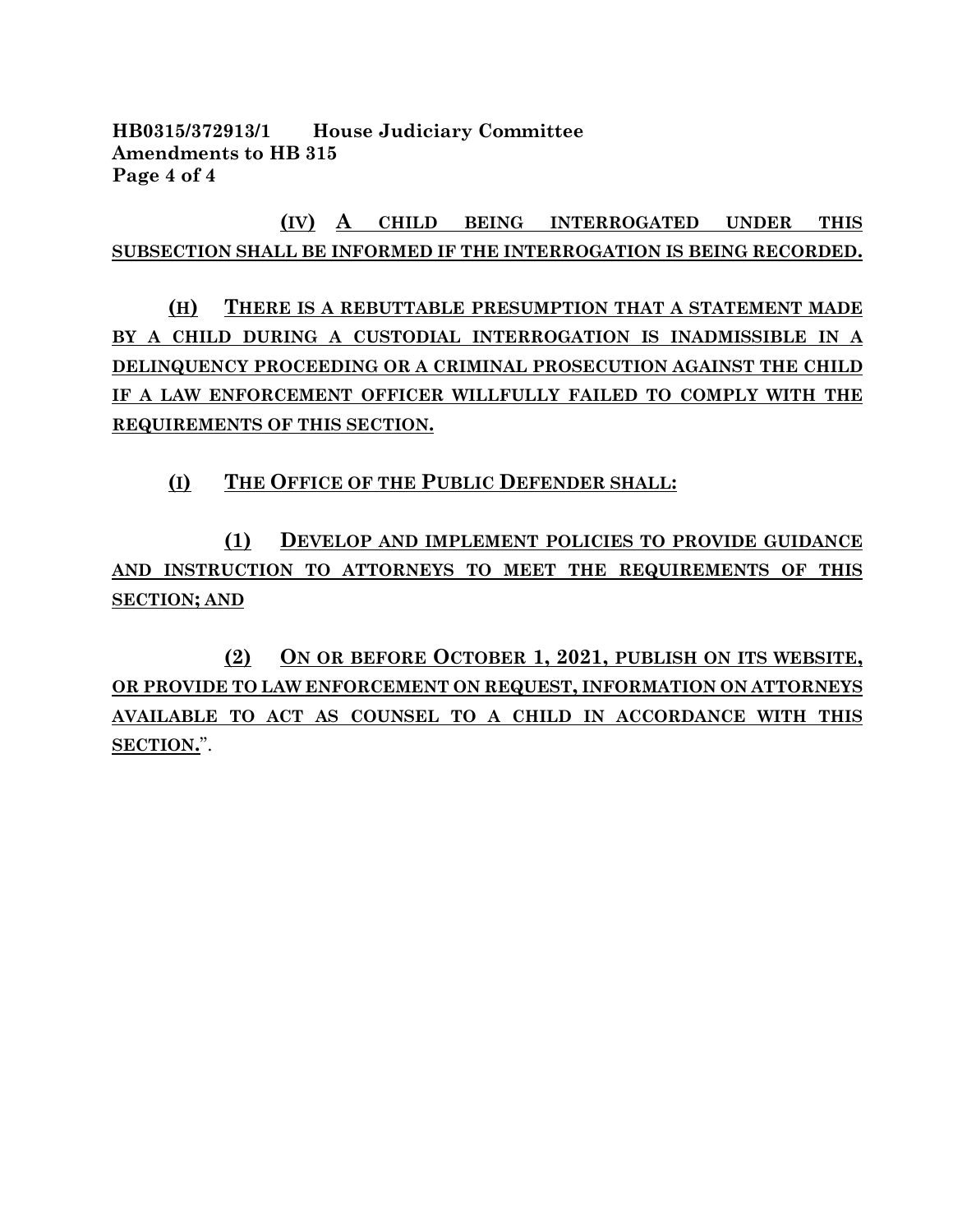**(IV)** A CHILD BEING INTERROGATED UNDER THIS SUBSECTION SHALL BE INFORMED IF THE INTERROGATION IS BEING RECORDED.

**(H)** THERE IS A REBUTTABLE PRESUMPTION THAT A STATEMENT MADE BY A CHILD DURING A CUSTODIAL INTERROGATION IS INADMISSIBLE IN A DELINQUENCY PROCEEDING OR A CRIMINAL PROSECUTION AGAINST THE CHILD IF A LAW ENFORCEMENT OFFICER WILLFULLY FAILED TO COMPLY WITH THE REQUIREMENTS OF THIS SECTION.

**(I)** THE OFFICE OF THE PUBLIC DEFENDER SHALL:

**(1)** DEVELOP AND IMPLEMENT POLICIES TO PROVIDE GUIDANCE AND INSTRUCTION TO ATTORNEYS TO MEET THE REQUIREMENTS OF THIS SECTION; AND

**(2)** ON OR BEFORE OCTOBER 1, 2021, PUBLISH ON ITS WEBSITE, OR PROVIDE TO LAW ENFORCEMENT ON REQUEST, INFORMATION ON ATTORNEYS AVAILABLE TO ACT AS COUNSEL TO A CHILD IN ACCORDANCE WITH THIS SECTION.".